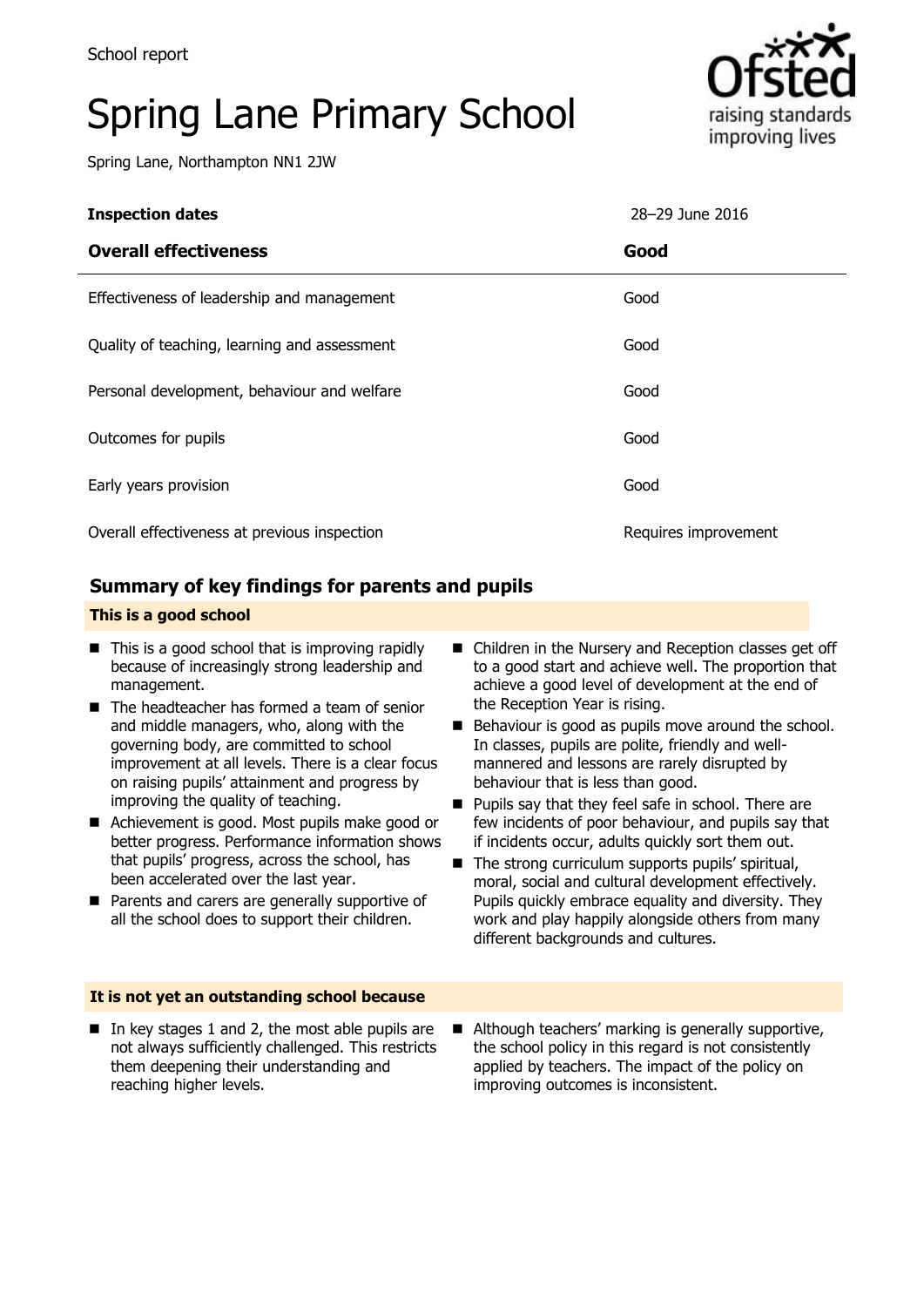School report

# Spring Lane Primary School

Spring Lane, Northampton NN1 2JW

| **Inspection dates** | 28–29 June 2016 |
|---|---|
| **Overall effectiveness** | **Good** |
| Effectiveness of leadership and management | Good |
| Quality of teaching, learning and assessment | Good |
| Personal development, behaviour and welfare | Good |
| Outcomes for pupils | Good |
| Early years provision | Good |
| Overall effectiveness at previous inspection | Requires improvement |

## Summary of key findings for parents and pupils

### This is a good school

- This is a good school that is improving rapidly because of increasingly strong leadership and management.
- The headteacher has formed a team of senior and middle managers, who, along with the governing body, are committed to school improvement at all levels. There is a clear focus on raising pupils' attainment and progress by improving the quality of teaching.
- Achievement is good. Most pupils make good or better progress. Performance information shows that pupils' progress, across the school, has been accelerated over the last year.
- Parents and carers are generally supportive of all the school does to support their children.
- Children in the Nursery and Reception classes get off to a good start and achieve well. The proportion that achieve a good level of development at the end of the Reception Year is rising.
- Behaviour is good as pupils move around the school. In classes, pupils are polite, friendly and well-mannered and lessons are rarely disrupted by behaviour that is less than good.
- Pupils say that they feel safe in school. There are few incidents of poor behaviour, and pupils say that if incidents occur, adults quickly sort them out.
- The strong curriculum supports pupils' spiritual, moral, social and cultural development effectively. Pupils quickly embrace equality and diversity. They work and play happily alongside others from many different backgrounds and cultures.

### It is not yet an outstanding school because

- In key stages 1 and 2, the most able pupils are not always sufficiently challenged. This restricts them deepening their understanding and reaching higher levels.
- Although teachers' marking is generally supportive, the school policy in this regard is not consistently applied by teachers. The impact of the policy on improving outcomes is inconsistent.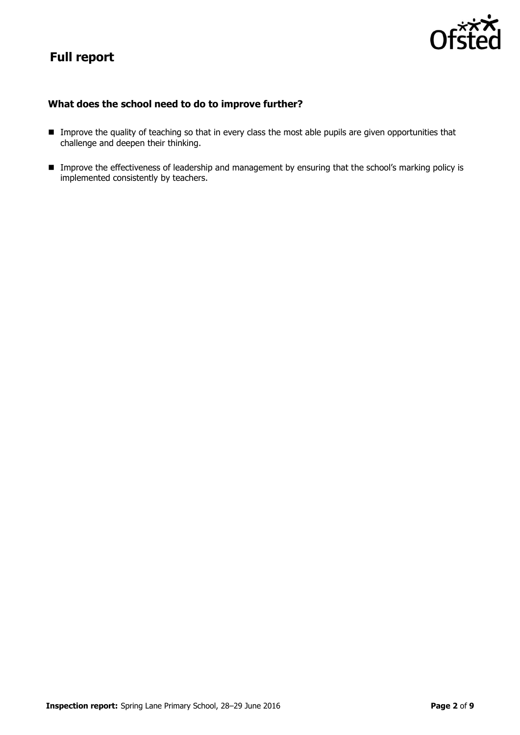# Full report

### What does the school need to do to improve further?

- Improve the quality of teaching so that in every class the most able pupils are given opportunities that challenge and deepen their thinking.
- Improve the effectiveness of leadership and management by ensuring that the school's marking policy is implemented consistently by teachers.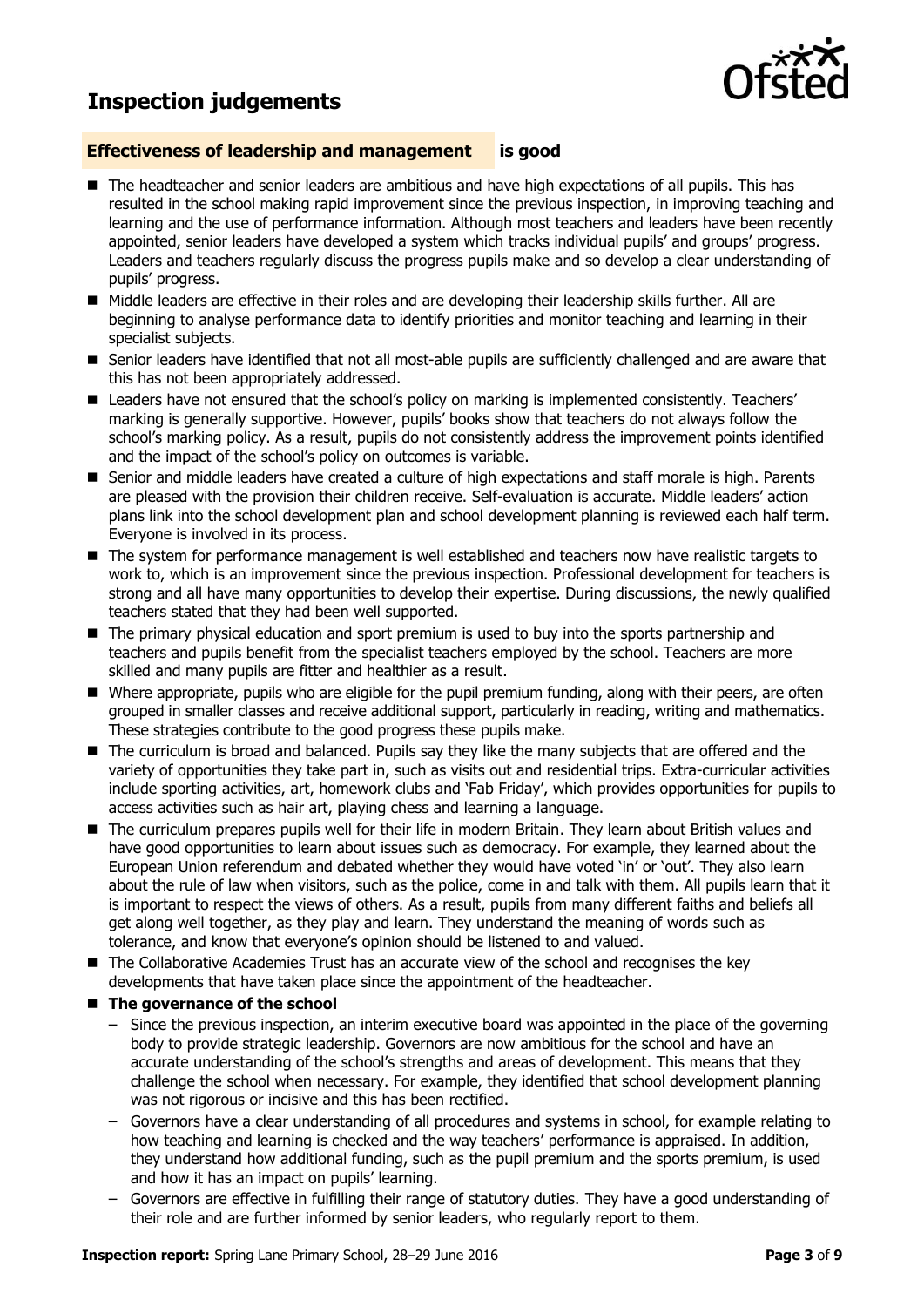# Inspection judgements

**Effectiveness of leadership and management is good**

- The headteacher and senior leaders are ambitious and have high expectations of all pupils. This has resulted in the school making rapid improvement since the previous inspection, in improving teaching and learning and the use of performance information. Although most teachers and leaders have been recently appointed, senior leaders have developed a system which tracks individual pupils' and groups' progress. Leaders and teachers regularly discuss the progress pupils make and so develop a clear understanding of pupils' progress.
- Middle leaders are effective in their roles and are developing their leadership skills further. All are beginning to analyse performance data to identify priorities and monitor teaching and learning in their specialist subjects.
- Senior leaders have identified that not all most-able pupils are sufficiently challenged and are aware that this has not been appropriately addressed.
- Leaders have not ensured that the school's policy on marking is implemented consistently. Teachers' marking is generally supportive. However, pupils' books show that teachers do not always follow the school's marking policy. As a result, pupils do not consistently address the improvement points identified and the impact of the school's policy on outcomes is variable.
- Senior and middle leaders have created a culture of high expectations and staff morale is high. Parents are pleased with the provision their children receive. Self-evaluation is accurate. Middle leaders' action plans link into the school development plan and school development planning is reviewed each half term. Everyone is involved in its process.
- The system for performance management is well established and teachers now have realistic targets to work to, which is an improvement since the previous inspection. Professional development for teachers is strong and all have many opportunities to develop their expertise. During discussions, the newly qualified teachers stated that they had been well supported.
- The primary physical education and sport premium is used to buy into the sports partnership and teachers and pupils benefit from the specialist teachers employed by the school. Teachers are more skilled and many pupils are fitter and healthier as a result.
- Where appropriate, pupils who are eligible for the pupil premium funding, along with their peers, are often grouped in smaller classes and receive additional support, particularly in reading, writing and mathematics. These strategies contribute to the good progress these pupils make.
- The curriculum is broad and balanced. Pupils say they like the many subjects that are offered and the variety of opportunities they take part in, such as visits out and residential trips. Extra-curricular activities include sporting activities, art, homework clubs and 'Fab Friday', which provides opportunities for pupils to access activities such as hair art, playing chess and learning a language.
- The curriculum prepares pupils well for their life in modern Britain. They learn about British values and have good opportunities to learn about issues such as democracy. For example, they learned about the European Union referendum and debated whether they would have voted 'in' or 'out'. They also learn about the rule of law when visitors, such as the police, come in and talk with them. All pupils learn that it is important to respect the views of others. As a result, pupils from many different faiths and beliefs all get along well together, as they play and learn. They understand the meaning of words such as tolerance, and know that everyone's opinion should be listened to and valued.
- The Collaborative Academies Trust has an accurate view of the school and recognises the key developments that have taken place since the appointment of the headteacher.
- **The governance of the school**
  - Since the previous inspection, an interim executive board was appointed in the place of the governing body to provide strategic leadership. Governors are now ambitious for the school and have an accurate understanding of the school's strengths and areas of development. This means that they challenge the school when necessary. For example, they identified that school development planning was not rigorous or incisive and this has been rectified.
  - Governors have a clear understanding of all procedures and systems in school, for example relating to how teaching and learning is checked and the way teachers' performance is appraised. In addition, they understand how additional funding, such as the pupil premium and the sports premium, is used and how it has an impact on pupils' learning.
  - Governors are effective in fulfilling their range of statutory duties. They have a good understanding of their role and are further informed by senior leaders, who regularly report to them.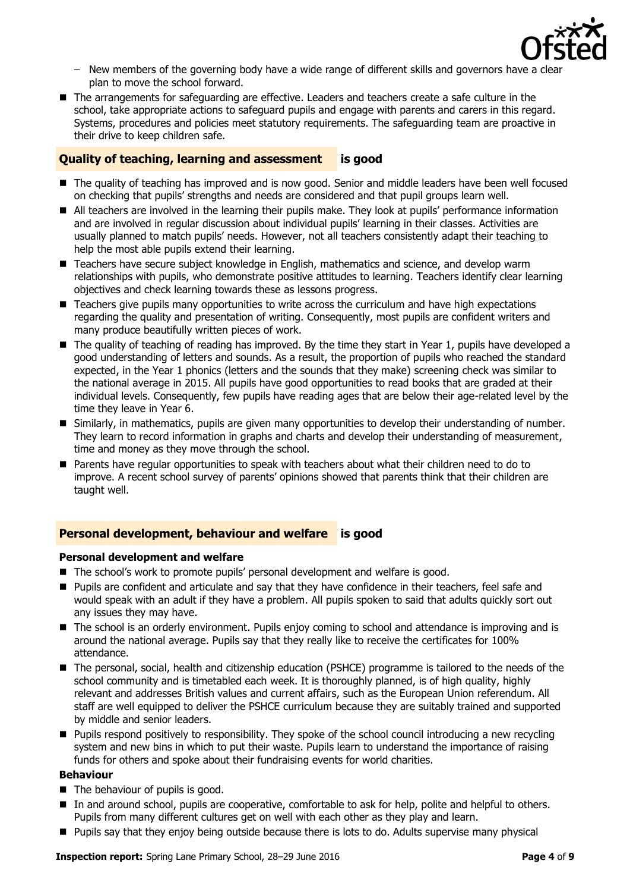- New members of the governing body have a wide range of different skills and governors have a clear plan to move the school forward.

- The arrangements for safeguarding are effective. Leaders and teachers create a safe culture in the school, take appropriate actions to safeguard pupils and engage with parents and carers in this regard. Systems, procedures and policies meet statutory requirements. The safeguarding team are proactive in their drive to keep children safe.

## Quality of teaching, learning and assessment is good

- The quality of teaching has improved and is now good. Senior and middle leaders have been well focused on checking that pupils' strengths and needs are considered and that pupil groups learn well.
- All teachers are involved in the learning their pupils make. They look at pupils' performance information and are involved in regular discussion about individual pupils' learning in their classes. Activities are usually planned to match pupils' needs. However, not all teachers consistently adapt their teaching to help the most able pupils extend their learning.
- Teachers have secure subject knowledge in English, mathematics and science, and develop warm relationships with pupils, who demonstrate positive attitudes to learning. Teachers identify clear learning objectives and check learning towards these as lessons progress.
- Teachers give pupils many opportunities to write across the curriculum and have high expectations regarding the quality and presentation of writing. Consequently, most pupils are confident writers and many produce beautifully written pieces of work.
- The quality of teaching of reading has improved. By the time they start in Year 1, pupils have developed a good understanding of letters and sounds. As a result, the proportion of pupils who reached the standard expected, in the Year 1 phonics (letters and the sounds that they make) screening check was similar to the national average in 2015. All pupils have good opportunities to read books that are graded at their individual levels. Consequently, few pupils have reading ages that are below their age-related level by the time they leave in Year 6.
- Similarly, in mathematics, pupils are given many opportunities to develop their understanding of number. They learn to record information in graphs and charts and develop their understanding of measurement, time and money as they move through the school.
- Parents have regular opportunities to speak with teachers about what their children need to do to improve. A recent school survey of parents' opinions showed that parents think that their children are taught well.

## Personal development, behaviour and welfare is good

### Personal development and welfare

- The school's work to promote pupils' personal development and welfare is good.
- Pupils are confident and articulate and say that they have confidence in their teachers, feel safe and would speak with an adult if they have a problem. All pupils spoken to said that adults quickly sort out any issues they may have.
- The school is an orderly environment. Pupils enjoy coming to school and attendance is improving and is around the national average. Pupils say that they really like to receive the certificates for 100% attendance.
- The personal, social, health and citizenship education (PSHCE) programme is tailored to the needs of the school community and is timetabled each week. It is thoroughly planned, is of high quality, highly relevant and addresses British values and current affairs, such as the European Union referendum. All staff are well equipped to deliver the PSHCE curriculum because they are suitably trained and supported by middle and senior leaders.
- Pupils respond positively to responsibility. They spoke of the school council introducing a new recycling system and new bins in which to put their waste. Pupils learn to understand the importance of raising funds for others and spoke about their fundraising events for world charities.

### Behaviour

- The behaviour of pupils is good.
- In and around school, pupils are cooperative, comfortable to ask for help, polite and helpful to others. Pupils from many different cultures get on well with each other as they play and learn.
- Pupils say that they enjoy being outside because there is lots to do. Adults supervise many physical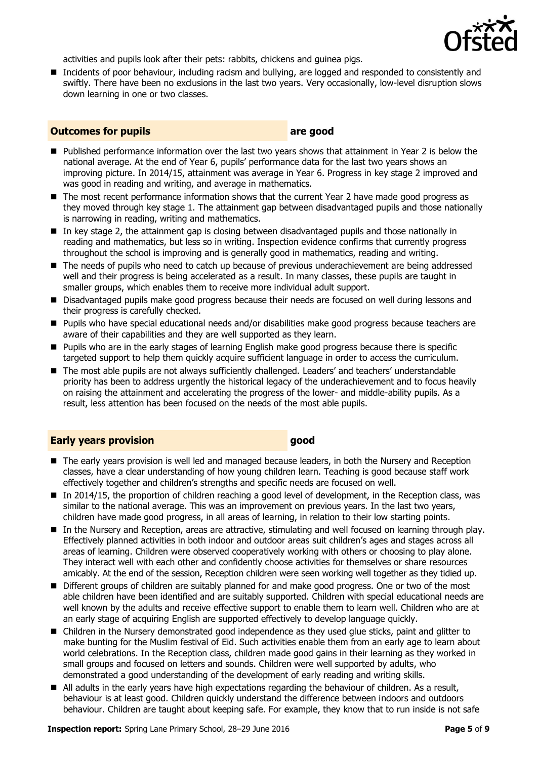activities and pupils look after their pets: rabbits, chickens and guinea pigs.

- Incidents of poor behaviour, including racism and bullying, are logged and responded to consistently and swiftly. There have been no exclusions in the last two years. Very occasionally, low-level disruption slows down learning in one or two classes.

## Outcomes for pupils — are good

- Published performance information over the last two years shows that attainment in Year 2 is below the national average. At the end of Year 6, pupils' performance data for the last two years shows an improving picture. In 2014/15, attainment was average in Year 6. Progress in key stage 2 improved and was good in reading and writing, and average in mathematics.
- The most recent performance information shows that the current Year 2 have made good progress as they moved through key stage 1. The attainment gap between disadvantaged pupils and those nationally is narrowing in reading, writing and mathematics.
- In key stage 2, the attainment gap is closing between disadvantaged pupils and those nationally in reading and mathematics, but less so in writing. Inspection evidence confirms that currently progress throughout the school is improving and is generally good in mathematics, reading and writing.
- The needs of pupils who need to catch up because of previous underachievement are being addressed well and their progress is being accelerated as a result. In many classes, these pupils are taught in smaller groups, which enables them to receive more individual adult support.
- Disadvantaged pupils make good progress because their needs are focused on well during lessons and their progress is carefully checked.
- Pupils who have special educational needs and/or disabilities make good progress because teachers are aware of their capabilities and they are well supported as they learn.
- Pupils who are in the early stages of learning English make good progress because there is specific targeted support to help them quickly acquire sufficient language in order to access the curriculum.
- The most able pupils are not always sufficiently challenged. Leaders' and teachers' understandable priority has been to address urgently the historical legacy of the underachievement and to focus heavily on raising the attainment and accelerating the progress of the lower- and middle-ability pupils. As a result, less attention has been focused on the needs of the most able pupils.

## Early years provision — good

- The early years provision is well led and managed because leaders, in both the Nursery and Reception classes, have a clear understanding of how young children learn. Teaching is good because staff work effectively together and children's strengths and specific needs are focused on well.
- In 2014/15, the proportion of children reaching a good level of development, in the Reception class, was similar to the national average. This was an improvement on previous years. In the last two years, children have made good progress, in all areas of learning, in relation to their low starting points.
- In the Nursery and Reception, areas are attractive, stimulating and well focused on learning through play. Effectively planned activities in both indoor and outdoor areas suit children's ages and stages across all areas of learning. Children were observed cooperatively working with others or choosing to play alone. They interact well with each other and confidently choose activities for themselves or share resources amicably. At the end of the session, Reception children were seen working well together as they tidied up.
- Different groups of children are suitably planned for and make good progress. One or two of the most able children have been identified and are suitably supported. Children with special educational needs are well known by the adults and receive effective support to enable them to learn well. Children who are at an early stage of acquiring English are supported effectively to develop language quickly.
- Children in the Nursery demonstrated good independence as they used glue sticks, paint and glitter to make bunting for the Muslim festival of Eid. Such activities enable them from an early age to learn about world celebrations. In the Reception class, children made good gains in their learning as they worked in small groups and focused on letters and sounds. Children were well supported by adults, who demonstrated a good understanding of the development of early reading and writing skills.
- All adults in the early years have high expectations regarding the behaviour of children. As a result, behaviour is at least good. Children quickly understand the difference between indoors and outdoors behaviour. Children are taught about keeping safe. For example, they know that to run inside is not safe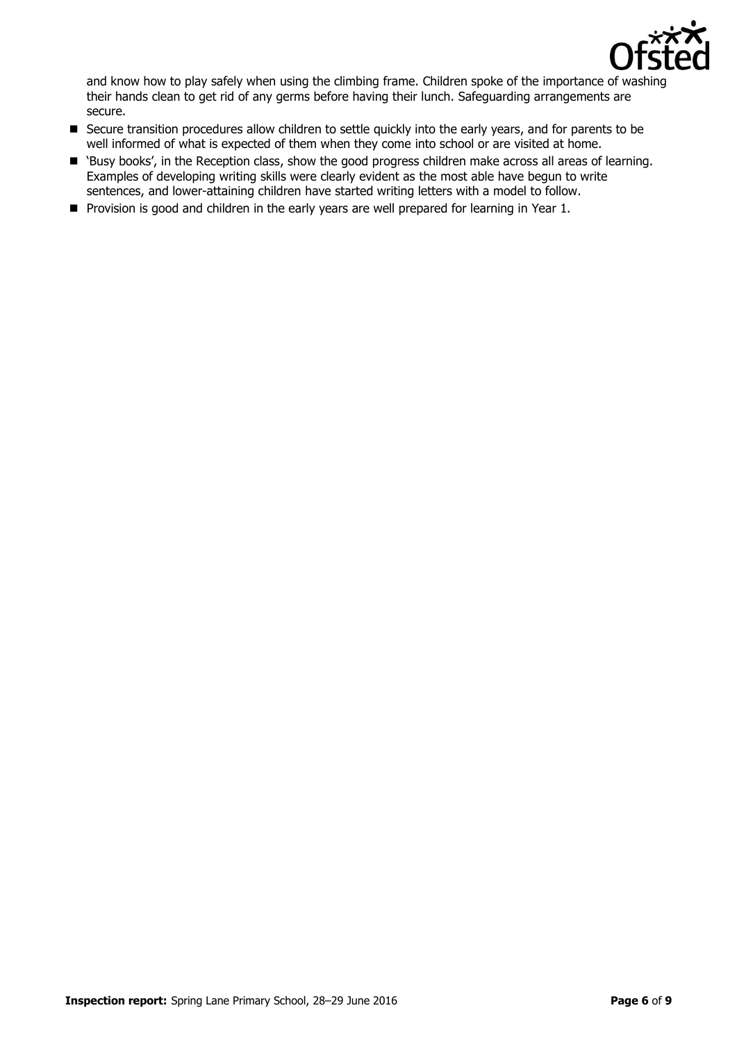and know how to play safely when using the climbing frame. Children spoke of the importance of washing their hands clean to get rid of any germs before having their lunch. Safeguarding arrangements are secure.

- Secure transition procedures allow children to settle quickly into the early years, and for parents to be well informed of what is expected of them when they come into school or are visited at home.
- 'Busy books', in the Reception class, show the good progress children make across all areas of learning. Examples of developing writing skills were clearly evident as the most able have begun to write sentences, and lower-attaining children have started writing letters with a model to follow.
- Provision is good and children in the early years are well prepared for learning in Year 1.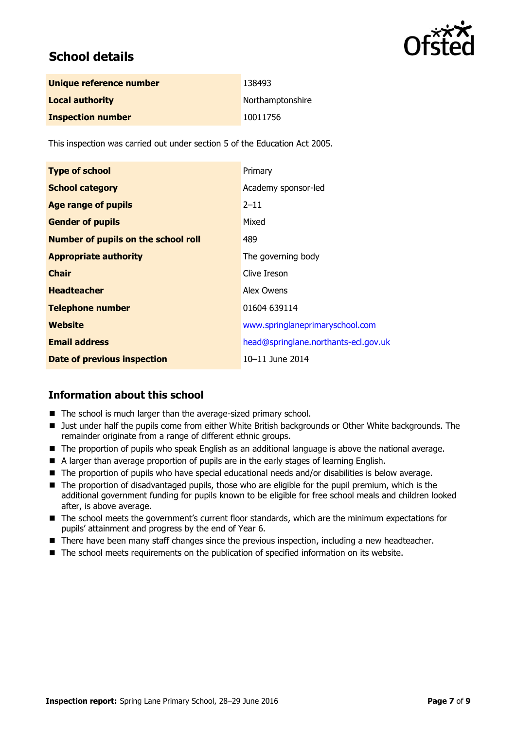## School details

| Unique reference number | 138493 |
| --- | --- |
| Local authority | Northamptonshire |
| Inspection number | 10011756 |

This inspection was carried out under section 5 of the Education Act 2005.

| Type of school | Primary |
| --- | --- |
| School category | Academy sponsor-led |
| Age range of pupils | 2–11 |
| Gender of pupils | Mixed |
| Number of pupils on the school roll | 489 |
| Appropriate authority | The governing body |
| Chair | Clive Ireson |
| Headteacher | Alex Owens |
| Telephone number | 01604 639114 |
| Website | www.springlaneprimaryschool.com |
| Email address | head@springlane.northants-ecl.gov.uk |
| Date of previous inspection | 10–11 June 2014 |

## Information about this school

- The school is much larger than the average-sized primary school.
- Just under half the pupils come from either White British backgrounds or Other White backgrounds. The remainder originate from a range of different ethnic groups.
- The proportion of pupils who speak English as an additional language is above the national average.
- A larger than average proportion of pupils are in the early stages of learning English.
- The proportion of pupils who have special educational needs and/or disabilities is below average.
- The proportion of disadvantaged pupils, those who are eligible for the pupil premium, which is the additional government funding for pupils known to be eligible for free school meals and children looked after, is above average.
- The school meets the government's current floor standards, which are the minimum expectations for pupils' attainment and progress by the end of Year 6.
- There have been many staff changes since the previous inspection, including a new headteacher.
- The school meets requirements on the publication of specified information on its website.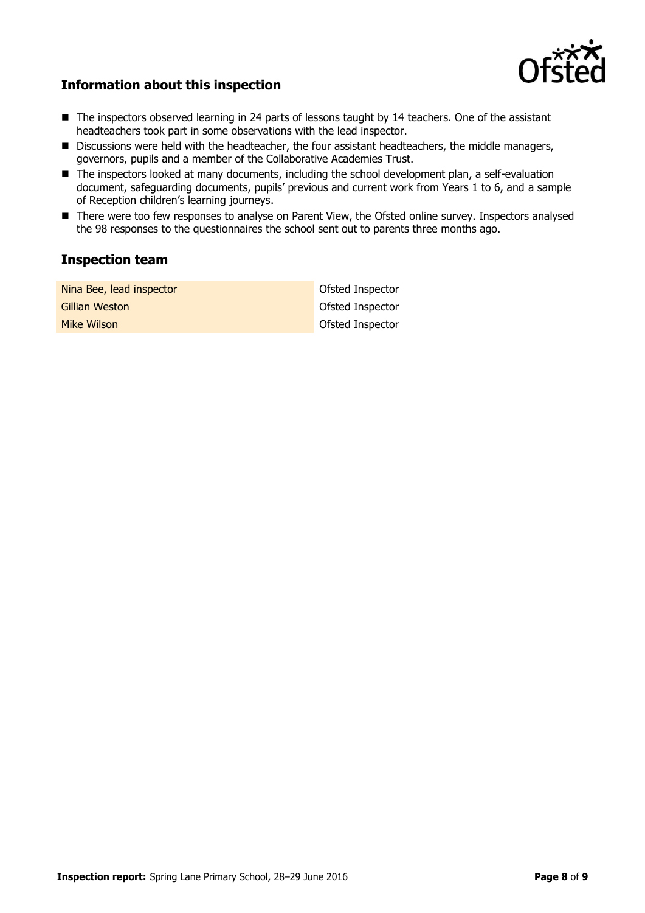## Information about this inspection

- The inspectors observed learning in 24 parts of lessons taught by 14 teachers. One of the assistant headteachers took part in some observations with the lead inspector.
- Discussions were held with the headteacher, the four assistant headteachers, the middle managers, governors, pupils and a member of the Collaborative Academies Trust.
- The inspectors looked at many documents, including the school development plan, a self-evaluation document, safeguarding documents, pupils' previous and current work from Years 1 to 6, and a sample of Reception children's learning journeys.
- There were too few responses to analyse on Parent View, the Ofsted online survey. Inspectors analysed the 98 responses to the questionnaires the school sent out to parents three months ago.

## Inspection team

| | |
|---|---|
| Nina Bee, lead inspector | Ofsted Inspector |
| Gillian Weston | Ofsted Inspector |
| Mike Wilson | Ofsted Inspector |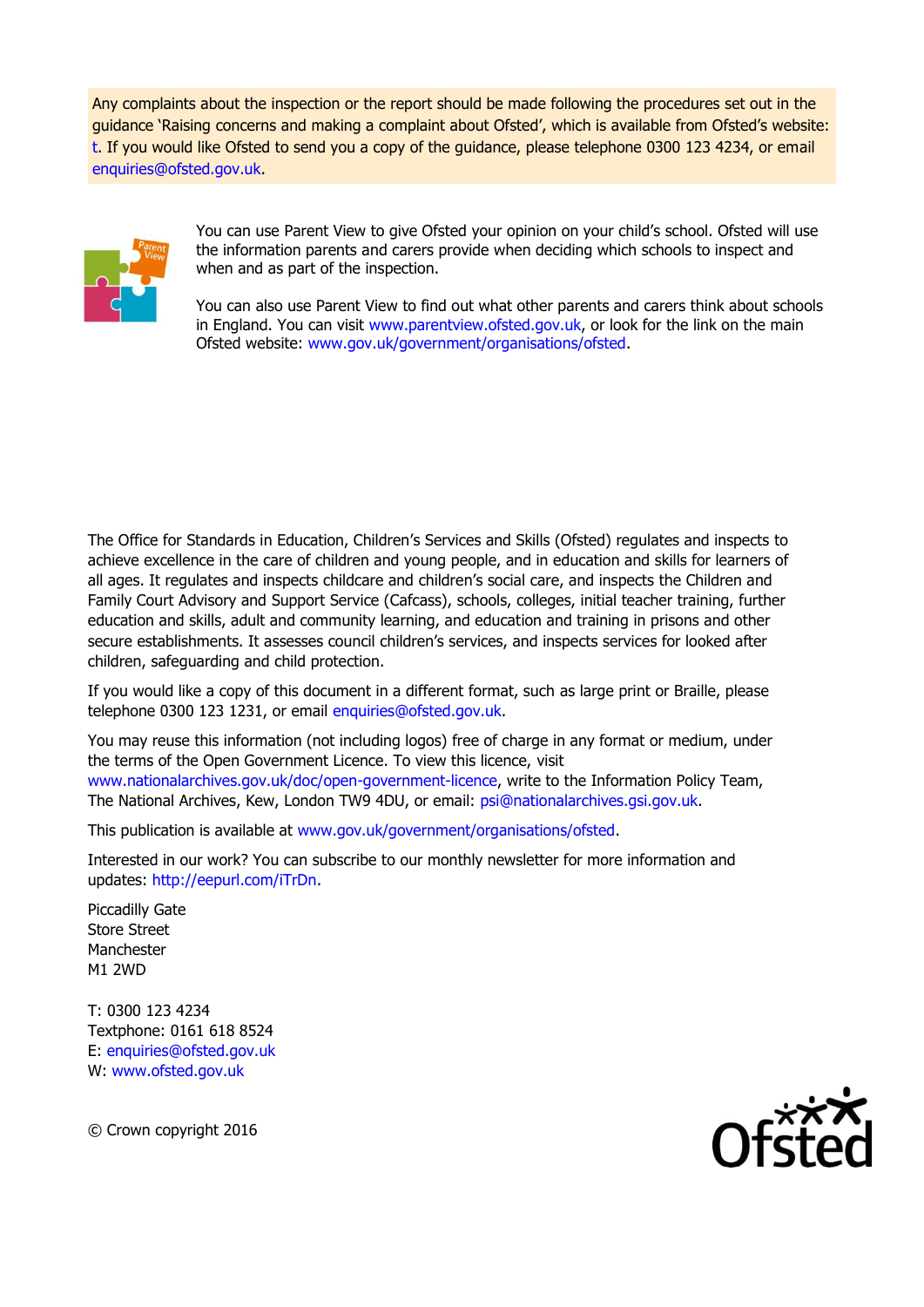Any complaints about the inspection or the report should be made following the procedures set out in the guidance 'Raising concerns and making a complaint about Ofsted', which is available from Ofsted's website: t. If you would like Ofsted to send you a copy of the guidance, please telephone 0300 123 4234, or email enquiries@ofsted.gov.uk.

You can use Parent View to give Ofsted your opinion on your child's school. Ofsted will use the information parents and carers provide when deciding which schools to inspect and when and as part of the inspection.

You can also use Parent View to find out what other parents and carers think about schools in England. You can visit www.parentview.ofsted.gov.uk, or look for the link on the main Ofsted website: www.gov.uk/government/organisations/ofsted.

The Office for Standards in Education, Children's Services and Skills (Ofsted) regulates and inspects to achieve excellence in the care of children and young people, and in education and skills for learners of all ages. It regulates and inspects childcare and children's social care, and inspects the Children and Family Court Advisory and Support Service (Cafcass), schools, colleges, initial teacher training, further education and skills, adult and community learning, and education and training in prisons and other secure establishments. It assesses council children's services, and inspects services for looked after children, safeguarding and child protection.

If you would like a copy of this document in a different format, such as large print or Braille, please telephone 0300 123 1231, or email enquiries@ofsted.gov.uk.

You may reuse this information (not including logos) free of charge in any format or medium, under the terms of the Open Government Licence. To view this licence, visit www.nationalarchives.gov.uk/doc/open-government-licence, write to the Information Policy Team, The National Archives, Kew, London TW9 4DU, or email: psi@nationalarchives.gsi.gov.uk.

This publication is available at www.gov.uk/government/organisations/ofsted.

Interested in our work? You can subscribe to our monthly newsletter for more information and updates: http://eepurl.com/iTrDn.

Piccadilly Gate
Store Street
Manchester
M1 2WD

T: 0300 123 4234
Textphone: 0161 618 8524
E: enquiries@ofsted.gov.uk
W: www.ofsted.gov.uk

© Crown copyright 2016